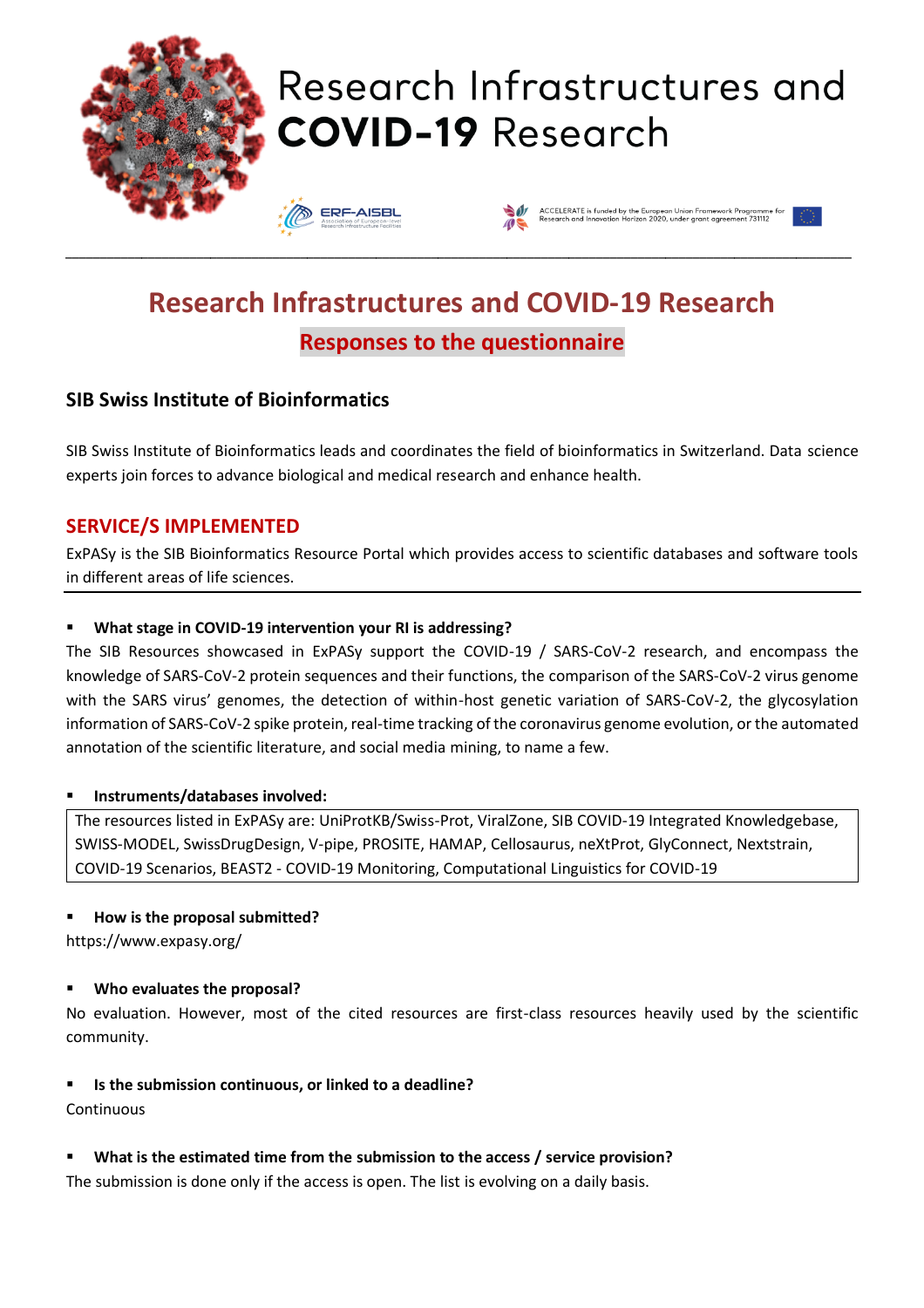# Research Infrastructures and COVID-19 Research

ERF-AISBL Association of European-level Research Infrastructure Facilities

ACCELERATE is funded by the European Union Framework Programme for Research and Innovation Horizon 2020, under grant agreement 731112

## Research Infrastructures and COVID-19 Research

### Responses to the questionnaire

### SIB Swiss Institute of Bioinformatics

SIB Swiss Institute of Bioinformatics leads and coordinates the field of bioinformatics in Switzerland. Data science experts join forces to advance biological and medical research and enhance health.

## SERVICE/S IMPLEMENTED

ExPASy is the SIB Bioinformatics Resource Portal which provides access to scientific databases and software tools in different areas of life sciences.

- **What stage in COVID-19 intervention your RI is addressing?**

The SIB Resources showcased in ExPASy support the COVID-19 / SARS-CoV-2 research, and encompass the knowledge of SARS-CoV-2 protein sequences and their functions, the comparison of the SARS-CoV-2 virus genome with the SARS virus' genomes, the detection of within-host genetic variation of SARS-CoV-2, the glycosylation information of SARS-CoV-2 spike protein, real-time tracking of the coronavirus genome evolution, or the automated annotation of the scientific literature, and social media mining, to name a few.

- **Instruments/databases involved:**

The resources listed in ExPASy are: UniProtKB/Swiss-Prot, ViralZone, SIB COVID-19 Integrated Knowledgebase, SWISS-MODEL, SwissDrugDesign, V-pipe, PROSITE, HAMAP, Cellosaurus, neXtProt, GlyConnect, Nextstrain, COVID-19 Scenarios, BEAST2 - COVID-19 Monitoring, Computational Linguistics for COVID-19

- **How is the proposal submitted?**

https://www.expasy.org/

- **Who evaluates the proposal?**

No evaluation. However, most of the cited resources are first-class resources heavily used by the scientific community.

- **Is the submission continuous, or linked to a deadline?**

Continuous

- **What is the estimated time from the submission to the access / service provision?**

The submission is done only if the access is open. The list is evolving on a daily basis.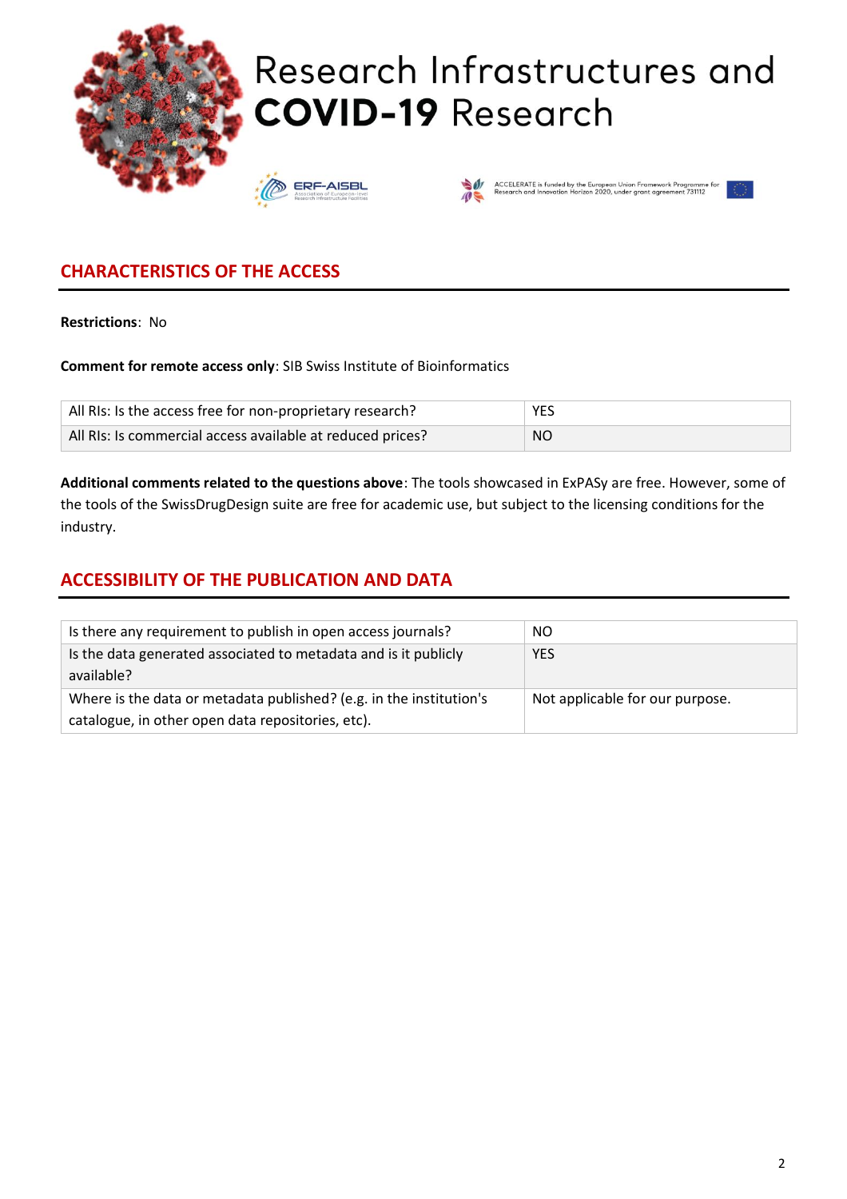## CHARACTERISTICS OF THE ACCESS

**Restrictions**: No

**Comment for remote access only**: SIB Swiss Institute of Bioinformatics

| | |
|---|---|
| All RIs: Is the access free for non-proprietary research? | YES |
| All RIs: Is commercial access available at reduced prices? | NO |

**Additional comments related to the questions above**: The tools showcased in ExPASy are free. However, some of the tools of the SwissDrugDesign suite are free for academic use, but subject to the licensing conditions for the industry.

## ACCESSIBILITY OF THE PUBLICATION AND DATA

| | |
|---|---|
| Is there any requirement to publish in open access journals? | NO |
| Is the data generated associated to metadata and is it publicly available? | YES |
| Where is the data or metadata published? (e.g. in the institution's catalogue, in other open data repositories, etc). | Not applicable for our purpose. |